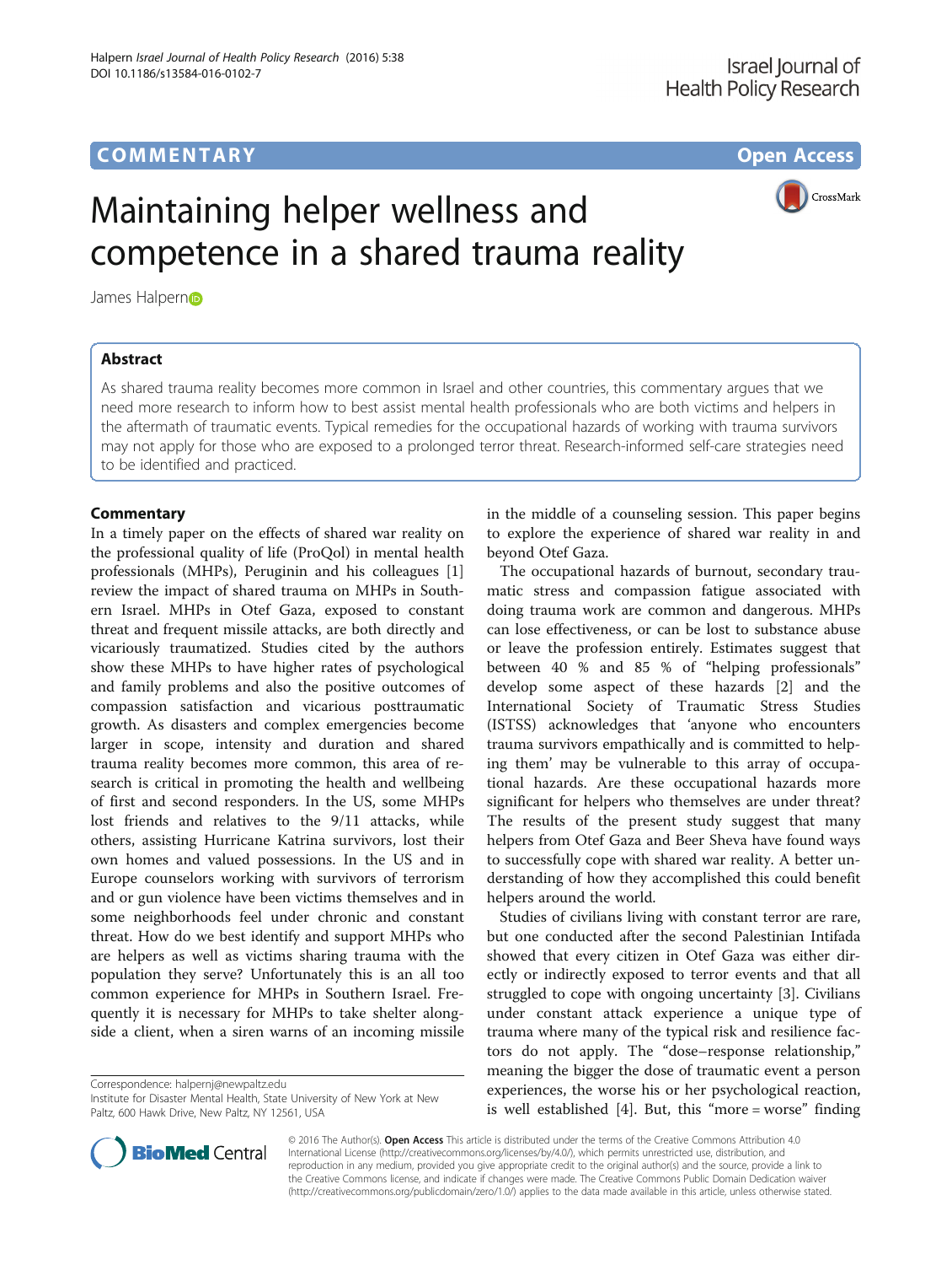COMMENTARY Open Access

# Maintaining helper wellness and competence in a shared trauma reality

James Halpern

## Abstract

As shared trauma reality becomes more common in Israel and other countries, this commentary argues that we need more research to inform how to best assist mental health professionals who are both victims and helpers in the aftermath of traumatic events. Typical remedies for the occupational hazards of working with trauma survivors may not apply for those who are exposed to a prolonged terror threat. Research-informed self-care strategies need to be identified and practiced.

## Commentary

In a timely paper on the effects of shared war reality on the professional quality of life (ProQol) in mental health professionals (MHPs), Peruginin and his colleagues [1] review the impact of shared trauma on MHPs in Southern Israel. MHPs in Otef Gaza, exposed to constant threat and frequent missile attacks, are both directly and vicariously traumatized. Studies cited by the authors show these MHPs to have higher rates of psychological and family problems and also the positive outcomes of compassion satisfaction and vicarious posttraumatic growth. As disasters and complex emergencies become larger in scope, intensity and duration and shared trauma reality becomes more common, this area of research is critical in promoting the health and wellbeing of first and second responders. In the US, some MHPs lost friends and relatives to the 9/11 attacks, while others, assisting Hurricane Katrina survivors, lost their own homes and valued possessions. In the US and in Europe counselors working with survivors of terrorism and or gun violence have been victims themselves and in some neighborhoods feel under chronic and constant threat. How do we best identify and support MHPs who are helpers as well as victims sharing trauma with the population they serve? Unfortunately this is an all too common experience for MHPs in Southern Israel. Frequently it is necessary for MHPs to take shelter alongside a client, when a siren warns of an incoming missile in the middle of a counseling session. This paper begins to explore the experience of shared war reality in and beyond Otef Gaza.

The occupational hazards of burnout, secondary traumatic stress and compassion fatigue associated with doing trauma work are common and dangerous. MHPs can lose effectiveness, or can be lost to substance abuse or leave the profession entirely. Estimates suggest that between 40 % and 85 % of "helping professionals" develop some aspect of these hazards [2] and the International Society of Traumatic Stress Studies (ISTSS) acknowledges that 'anyone who encounters trauma survivors empathically and is committed to helping them' may be vulnerable to this array of occupational hazards. Are these occupational hazards more significant for helpers who themselves are under threat? The results of the present study suggest that many helpers from Otef Gaza and Beer Sheva have found ways to successfully cope with shared war reality. A better understanding of how they accomplished this could benefit helpers around the world.

Studies of civilians living with constant terror are rare, but one conducted after the second Palestinian Intifada showed that every citizen in Otef Gaza was either directly or indirectly exposed to terror events and that all struggled to cope with ongoing uncertainty [3]. Civilians under constant attack experience a unique type of trauma where many of the typical risk and resilience factors do not apply. The "dose–response relationship," meaning the bigger the dose of traumatic event a person experiences, the worse his or her psychological reaction, is well established [4]. But, this "more = worse" finding

Correspondence: halpernj@newpaltz.edu
Institute for Disaster Mental Health, State University of New York at New Paltz, 600 Hawk Drive, New Paltz, NY 12561, USA

© 2016 The Author(s). **Open Access** This article is distributed under the terms of the Creative Commons Attribution 4.0 International License (http://creativecommons.org/licenses/by/4.0/), which permits unrestricted use, distribution, and reproduction in any medium, provided you give appropriate credit to the original author(s) and the source, provide a link to the Creative Commons license, and indicate if changes were made. The Creative Commons Public Domain Dedication waiver (http://creativecommons.org/publicdomain/zero/1.0/) applies to the data made available in this article, unless otherwise stated.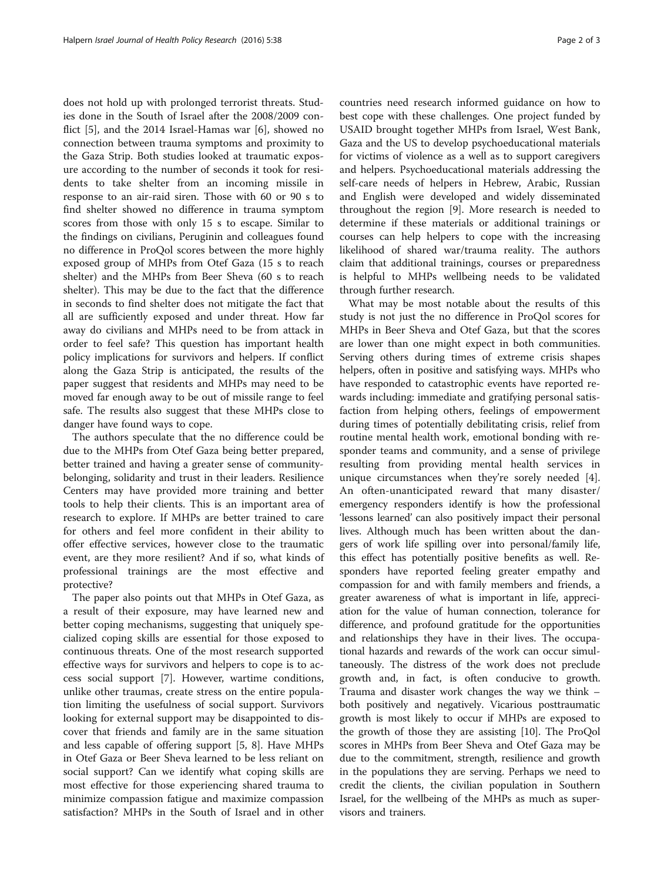does not hold up with prolonged terrorist threats. Studies done in the South of Israel after the 2008/2009 conflict [5], and the 2014 Israel-Hamas war [6], showed no connection between trauma symptoms and proximity to the Gaza Strip. Both studies looked at traumatic exposure according to the number of seconds it took for residents to take shelter from an incoming missile in response to an air-raid siren. Those with 60 or 90 s to find shelter showed no difference in trauma symptom scores from those with only 15 s to escape. Similar to the findings on civilians, Peruginin and colleagues found no difference in ProQol scores between the more highly exposed group of MHPs from Otef Gaza (15 s to reach shelter) and the MHPs from Beer Sheva (60 s to reach shelter). This may be due to the fact that the difference in seconds to find shelter does not mitigate the fact that all are sufficiently exposed and under threat. How far away do civilians and MHPs need to be from attack in order to feel safe? This question has important health policy implications for survivors and helpers. If conflict along the Gaza Strip is anticipated, the results of the paper suggest that residents and MHPs may need to be moved far enough away to be out of missile range to feel safe. The results also suggest that these MHPs close to danger have found ways to cope.

The authors speculate that the no difference could be due to the MHPs from Otef Gaza being better prepared, better trained and having a greater sense of community-belonging, solidarity and trust in their leaders. Resilience Centers may have provided more training and better tools to help their clients. This is an important area of research to explore. If MHPs are better trained to care for others and feel more confident in their ability to offer effective services, however close to the traumatic event, are they more resilient? And if so, what kinds of professional trainings are the most effective and protective?

The paper also points out that MHPs in Otef Gaza, as a result of their exposure, may have learned new and better coping mechanisms, suggesting that uniquely specialized coping skills are essential for those exposed to continuous threats. One of the most research supported effective ways for survivors and helpers to cope is to access social support [7]. However, wartime conditions, unlike other traumas, create stress on the entire population limiting the usefulness of social support. Survivors looking for external support may be disappointed to discover that friends and family are in the same situation and less capable of offering support [5, 8]. Have MHPs in Otef Gaza or Beer Sheva learned to be less reliant on social support? Can we identify what coping skills are most effective for those experiencing shared trauma to minimize compassion fatigue and maximize compassion satisfaction? MHPs in the South of Israel and in other countries need research informed guidance on how to best cope with these challenges. One project funded by USAID brought together MHPs from Israel, West Bank, Gaza and the US to develop psychoeducational materials for victims of violence as a well as to support caregivers and helpers. Psychoeducational materials addressing the self-care needs of helpers in Hebrew, Arabic, Russian and English were developed and widely disseminated throughout the region [9]. More research is needed to determine if these materials or additional trainings or courses can help helpers to cope with the increasing likelihood of shared war/trauma reality. The authors claim that additional trainings, courses or preparedness is helpful to MHPs wellbeing needs to be validated through further research.

What may be most notable about the results of this study is not just the no difference in ProQol scores for MHPs in Beer Sheva and Otef Gaza, but that the scores are lower than one might expect in both communities. Serving others during times of extreme crisis shapes helpers, often in positive and satisfying ways. MHPs who have responded to catastrophic events have reported rewards including: immediate and gratifying personal satisfaction from helping others, feelings of empowerment during times of potentially debilitating crisis, relief from routine mental health work, emotional bonding with responder teams and community, and a sense of privilege resulting from providing mental health services in unique circumstances when they're sorely needed [4]. An often-unanticipated reward that many disaster/emergency responders identify is how the professional 'lessons learned' can also positively impact their personal lives. Although much has been written about the dangers of work life spilling over into personal/family life, this effect has potentially positive benefits as well. Responders have reported feeling greater empathy and compassion for and with family members and friends, a greater awareness of what is important in life, appreciation for the value of human connection, tolerance for difference, and profound gratitude for the opportunities and relationships they have in their lives. The occupational hazards and rewards of the work can occur simultaneously. The distress of the work does not preclude growth and, in fact, is often conducive to growth. Trauma and disaster work changes the way we think – both positively and negatively. Vicarious posttraumatic growth is most likely to occur if MHPs are exposed to the growth of those they are assisting [10]. The ProQol scores in MHPs from Beer Sheva and Otef Gaza may be due to the commitment, strength, resilience and growth in the populations they are serving. Perhaps we need to credit the clients, the civilian population in Southern Israel, for the wellbeing of the MHPs as much as supervisors and trainers.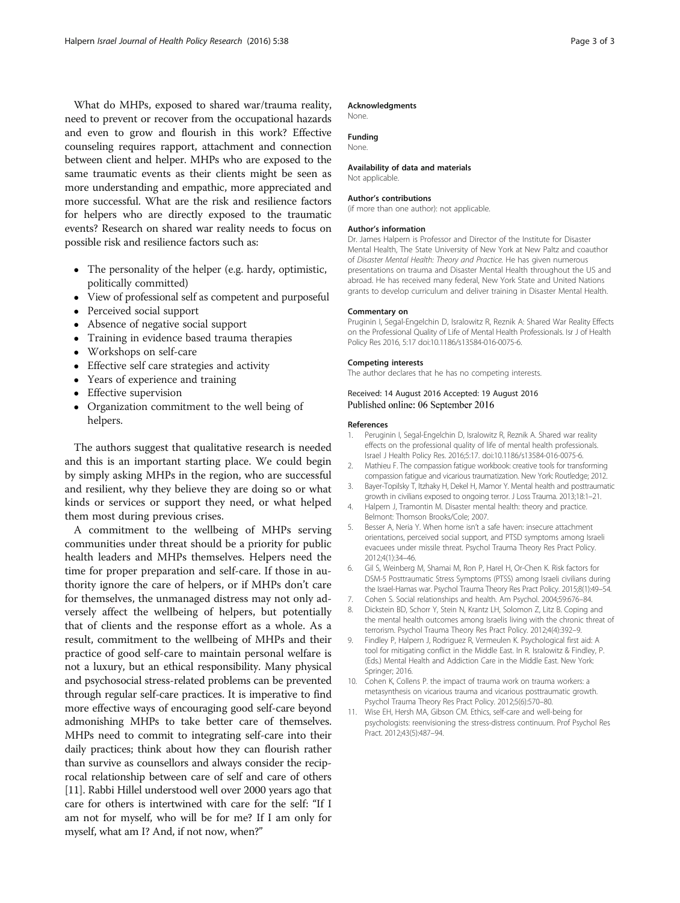What do MHPs, exposed to shared war/trauma reality, need to prevent or recover from the occupational hazards and even to grow and flourish in this work? Effective counseling requires rapport, attachment and connection between client and helper. MHPs who are exposed to the same traumatic events as their clients might be seen as more understanding and empathic, more appreciated and more successful. What are the risk and resilience factors for helpers who are directly exposed to the traumatic events? Research on shared war reality needs to focus on possible risk and resilience factors such as:

- The personality of the helper (e.g. hardy, optimistic, politically committed)
- View of professional self as competent and purposeful
- Perceived social support
- Absence of negative social support
- Training in evidence based trauma therapies
- Workshops on self-care
- Effective self care strategies and activity
- Years of experience and training
- Effective supervision
- Organization commitment to the well being of helpers.

The authors suggest that qualitative research is needed and this is an important starting place. We could begin by simply asking MHPs in the region, who are successful and resilient, why they believe they are doing so or what kinds or services or support they need, or what helped them most during previous crises.

A commitment to the wellbeing of MHPs serving communities under threat should be a priority for public health leaders and MHPs themselves. Helpers need the time for proper preparation and self-care. If those in authority ignore the care of helpers, or if MHPs don't care for themselves, the unmanaged distress may not only adversely affect the wellbeing of helpers, but potentially that of clients and the response effort as a whole. As a result, commitment to the wellbeing of MHPs and their practice of good self-care to maintain personal welfare is not a luxury, but an ethical responsibility. Many physical and psychosocial stress-related problems can be prevented through regular self-care practices. It is imperative to find more effective ways of encouraging good self-care beyond admonishing MHPs to take better care of themselves. MHPs need to commit to integrating self-care into their daily practices; think about how they can flourish rather than survive as counsellors and always consider the reciprocal relationship between care of self and care of others [11]. Rabbi Hillel understood well over 2000 years ago that care for others is intertwined with care for the self: "If I am not for myself, who will be for me? If I am only for myself, what am I? And, if not now, when?"

#### Acknowledgments
None.

#### Funding
None.

#### Availability of data and materials
Not applicable.

#### Author's contributions
(if more than one author): not applicable.

#### Author's information
Dr. James Halpern is Professor and Director of the Institute for Disaster Mental Health, The State University of New York at New Paltz and coauthor of *Disaster Mental Health: Theory and Practice.* He has given numerous presentations on trauma and Disaster Mental Health throughout the US and abroad. He has received many federal, New York State and United Nations grants to develop curriculum and deliver training in Disaster Mental Health.

#### Commentary on
Pruginin I, Segal-Engelchin D, Isralowitz R, Reznik A: Shared War Reality Effects on the Professional Quality of Life of Mental Health Professionals. Isr J of Health Policy Res 2016, 5:17 doi:10.1186/s13584-016-0075-6.

#### Competing interests
The author declares that he has no competing interests.

Received: 14 August 2016 Accepted: 19 August 2016
Published online: 06 September 2016

#### References
1. Peruginin I, Segal-Engelchin D, Isralowitz R, Reznik A. Shared war reality effects on the professional quality of life of mental health professionals. Israel J Health Policy Res. 2016;5:17. doi:10.1186/s13584-016-0075-6.
2. Mathieu F. The compassion fatigue workbook: creative tools for transforming compassion fatigue and vicarious traumatization. New York: Routledge; 2012.
3. Bayer-Topilsky T, Itzhaky H, Dekel H, Mamor Y. Mental health and posttraumatic growth in civilians exposed to ongoing terror. J Loss Trauma. 2013;18:1–21.
4. Halpern J, Tramontin M. Disaster mental health: theory and practice. Belmont: Thomson Brooks/Cole; 2007.
5. Besser A, Neria Y. When home isn't a safe haven: insecure attachment orientations, perceived social support, and PTSD symptoms among Israeli evacuees under missile threat. Psychol Trauma Theory Res Pract Policy. 2012;4(1):34–46.
6. Gil S, Weinberg M, Shamai M, Ron P, Harel H, Or-Chen K. Risk factors for DSM-5 Posttraumatic Stress Symptoms (PTSS) among Israeli civilians during the Israel-Hamas war. Psychol Trauma Theory Res Pract Policy. 2015;8(1):49–54.
7. Cohen S. Social relationships and health. Am Psychol. 2004;59:676–84.
8. Dickstein BD, Schorr Y, Stein N, Krantz LH, Solomon Z, Litz B. Coping and the mental health outcomes among Israelis living with the chronic threat of terrorism. Psychol Trauma Theory Res Pract Policy. 2012;4(4):392–9.
9. Findley P, Halpern J, Rodriguez R, Vermeulen K. Psychological first aid: A tool for mitigating conflict in the Middle East. In R. Isralowitz & Findley, P. (Eds.) Mental Health and Addiction Care in the Middle East. New York: Springer; 2016.
10. Cohen K, Collens P. the impact of trauma work on trauma workers: a metasynthesis on vicarious trauma and vicarious posttraumatic growth. Psychol Trauma Theory Res Pract Policy. 2012;5(6):570–80.
11. Wise EH, Hersh MA, Gibson CM. Ethics, self-care and well-being for psychologists: reenvisioning the stress-distress continuum. Prof Psychol Res Pract. 2012;43(5):487–94.